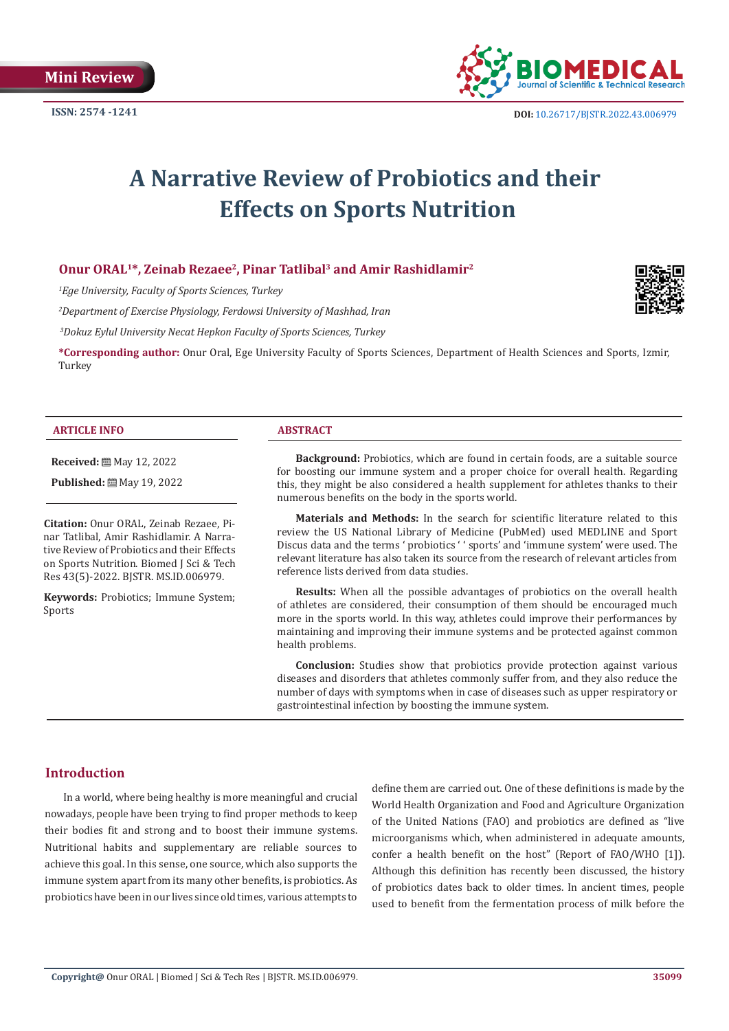Mini Review

ISSN: 2574 -1241

DOI: 10.26717/BJSTR.2022.43.006979

# A Narrative Review of Probiotics and their Effects on Sports Nutrition

**Onur ORAL[1]*, Zeinab Rezaee[2], Pinar Tatlibal[3] and Amir Rashidlamir[2]**

*[1]Ege University, Faculty of Sports Sciences, Turkey*

*[2]Department of Exercise Physiology, Ferdowsi University of Mashhad, Iran*

*[3]Dokuz Eylul University Necat Hepkon Faculty of Sports Sciences, Turkey*

**\*Corresponding author:** Onur Oral, Ege University Faculty of Sports Sciences, Department of Health Sciences and Sports, Izmir, Turkey

**ARTICLE INFO**

**Received:** May 12, 2022

**Published:** May 19, 2022

**Citation:** Onur ORAL, Zeinab Rezaee, Pinar Tatlibal, Amir Rashidlamir. A Narrative Review of Probiotics and their Effects on Sports Nutrition. Biomed J Sci & Tech Res 43(5)-2022. BJSTR. MS.ID.006979.

**Keywords:** Probiotics; Immune System; Sports

**ABSTRACT**

**Background:** Probiotics, which are found in certain foods, are a suitable source for boosting our immune system and a proper choice for overall health. Regarding this, they might be also considered a health supplement for athletes thanks to their numerous benefits on the body in the sports world.

**Materials and Methods:** In the search for scientific literature related to this review the US National Library of Medicine (PubMed) used MEDLINE and Sport Discus data and the terms ' probiotics ' ' sports' and 'immune system' were used. The relevant literature has also taken its source from the research of relevant articles from reference lists derived from data studies.

**Results:** When all the possible advantages of probiotics on the overall health of athletes are considered, their consumption of them should be encouraged much more in the sports world. In this way, athletes could improve their performances by maintaining and improving their immune systems and be protected against common health problems.

**Conclusion:** Studies show that probiotics provide protection against various diseases and disorders that athletes commonly suffer from, and they also reduce the number of days with symptoms when in case of diseases such as upper respiratory or gastrointestinal infection by boosting the immune system.

## Introduction

In a world, where being healthy is more meaningful and crucial nowadays, people have been trying to find proper methods to keep their bodies fit and strong and to boost their immune systems. Nutritional habits and supplementary are reliable sources to achieve this goal. In this sense, one source, which also supports the immune system apart from its many other benefits, is probiotics. As probiotics have been in our lives since old times, various attempts to define them are carried out. One of these definitions is made by the World Health Organization and Food and Agriculture Organization of the United Nations (FAO) and probiotics are defined as "live microorganisms which, when administered in adequate amounts, confer a health benefit on the host" (Report of FAO/WHO [1]). Although this definition has recently been discussed, the history of probiotics dates back to older times. In ancient times, people used to benefit from the fermentation process of milk before the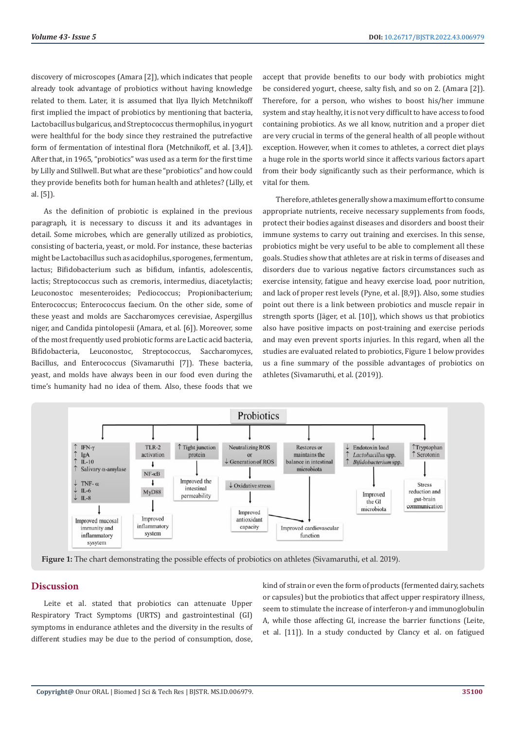discovery of microscopes (Amara [2]), which indicates that people already took advantage of probiotics without having knowledge related to them. Later, it is assumed that Ilya Ilyich Metchnikoff first implied the impact of probiotics by mentioning that bacteria, Lactobacillus bulgaricus, and Streptococcus thermophilus, in yogurt were healthful for the body since they restrained the putrefactive form of fermentation of intestinal flora (Metchnikoff, et al. [3,4]). After that, in 1965, "probiotics" was used as a term for the first time by Lilly and Stillwell. But what are these "probiotics" and how could they provide benefits both for human health and athletes? (Lilly, et al. [5]).

As the definition of probiotic is explained in the previous paragraph, it is necessary to discuss it and its advantages in detail. Some microbes, which are generally utilized as probiotics, consisting of bacteria, yeast, or mold. For instance, these bacterias might be Lactobacillus such as acidophilus, sporogenes, fermentum, lactus; Bifidobacterium such as bifidum, infantis, adolescentis, lactis; Streptococcus such as cremoris, intermedius, diacetylactis; Leuconostoc mesenteroides; Pediococcus; Propionibacterium; Enterococcus; Enterococcus faecium. On the other side, some of these yeast and molds are Saccharomyces cerevisiae, Aspergillus niger, and Candida pintolopesii (Amara, et al. [6]). Moreover, some of the most frequently used probiotic forms are Lactic acid bacteria, Bifidobacteria, Leuconostoc, Streptococcus, Saccharomyces, Bacillus, and Enterococcus (Sivamaruthi [7]). These bacteria, yeast, and molds have always been in our food even during the time's humanity had no idea of them. Also, these foods that we accept that provide benefits to our body with probiotics might be considered yogurt, cheese, salty fish, and so on 2. (Amara [2]). Therefore, for a person, who wishes to boost his/her immune system and stay healthy, it is not very difficult to have access to food containing probiotics. As we all know, nutrition and a proper diet are very crucial in terms of the general health of all people without exception. However, when it comes to athletes, a correct diet plays a huge role in the sports world since it affects various factors apart from their body significantly such as their performance, which is vital for them.

Therefore, athletes generally show a maximum effort to consume appropriate nutrients, receive necessary supplements from foods, protect their bodies against diseases and disorders and boost their immune systems to carry out training and exercises. In this sense, probiotics might be very useful to be able to complement all these goals. Studies show that athletes are at risk in terms of diseases and disorders due to various negative factors circumstances such as exercise intensity, fatigue and heavy exercise load, poor nutrition, and lack of proper rest levels (Pyne, et al. [8,9]). Also, some studies point out there is a link between probiotics and muscle repair in strength sports (Jäger, et al. [10]), which shows us that probiotics also have positive impacts on post-training and exercise periods and may even prevent sports injuries. In this regard, when all the studies are evaluated related to probiotics, Figure 1 below provides us a fine summary of the possible advantages of probiotics on athletes (Sivamaruthi, et al. (2019)).

**Figure 1:** The chart demonstrating the possible effects of probiotics on athletes (Sivamaruthi, et al. 2019).

## Discussion

Leite et al. stated that probiotics can attenuate Upper Respiratory Tract Symptoms (URTS) and gastrointestinal (GI) symptoms in endurance athletes and the diversity in the results of different studies may be due to the period of consumption, dose, kind of strain or even the form of products (fermented dairy, sachets or capsules) but the probiotics that affect upper respiratory illness, seem to stimulate the increase of interferon-γ and immunoglobulin A, while those affecting GI, increase the barrier functions (Leite, et al. [11]). In a study conducted by Clancy et al. on fatigued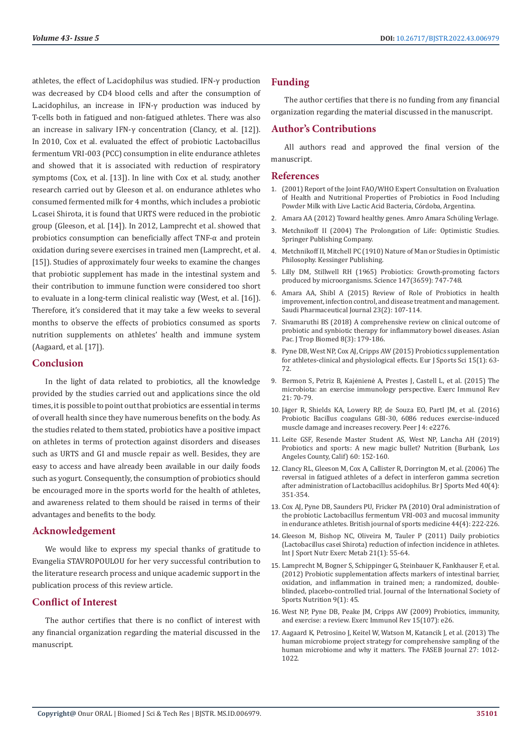athletes, the effect of L.acidophilus was studied. IFN-γ production was decreased by CD4 blood cells and after the consumption of L.acidophilus, an increase in IFN-γ production was induced by T-cells both in fatigued and non-fatigued athletes. There was also an increase in salivary IFN-γ concentration (Clancy, et al. [12]). In 2010, Cox et al. evaluated the effect of probiotic Lactobacillus fermentum VRI-003 (PCC) consumption in elite endurance athletes and showed that it is associated with reduction of respiratory symptoms (Cox, et al. [13]). In line with Cox et al. study, another research carried out by Gleeson et al. on endurance athletes who consumed fermented milk for 4 months, which includes a probiotic L.casei Shirota, it is found that URTS were reduced in the probiotic group (Gleeson, et al. [14]). In 2012, Lamprecht et al. showed that probiotics consumption can beneficially affect TNF-α and protein oxidation during severe exercises in trained men (Lamprecht, et al. [15]). Studies of approximately four weeks to examine the changes that probiotic supplement has made in the intestinal system and their contribution to immune function were considered too short to evaluate in a long-term clinical realistic way (West, et al. [16]). Therefore, it's considered that it may take a few weeks to several months to observe the effects of probiotics consumed as sports nutrition supplements on athletes' health and immune system (Aagaard, et al. [17]).

## Conclusion

In the light of data related to probiotics, all the knowledge provided by the studies carried out and applications since the old times, it is possible to point out that probiotics are essential in terms of overall health since they have numerous benefits on the body. As the studies related to them stated, probiotics have a positive impact on athletes in terms of protection against disorders and diseases such as URTS and GI and muscle repair as well. Besides, they are easy to access and have already been available in our daily foods such as yogurt. Consequently, the consumption of probiotics should be encouraged more in the sports world for the health of athletes, and awareness related to them should be raised in terms of their advantages and benefits to the body.

## Acknowledgement

We would like to express my special thanks of gratitude to Evangelia STAVROPOULOU for her very successful contribution to the literature research process and unique academic support in the publication process of this review article.

## Conflict of Interest

The author certifies that there is no conflict of interest with any financial organization regarding the material discussed in the manuscript.

## Funding

The author certifies that there is no funding from any financial organization regarding the material discussed in the manuscript.

## Author's Contributions

All authors read and approved the final version of the manuscript.

## References

1. (2001) Report of the Joint FAO/WHO Expert Consultation on Evaluation of Health and Nutritional Properties of Probiotics in Food Including Powder Milk with Live Lactic Acid Bacteria, Córdoba, Argentina.
2. Amara AA (2012) Toward healthy genes. Amro Amara Schüling Verlage.
3. Metchnikoff II (2004) The Prolongation of Life: Optimistic Studies. Springer Publishing Company.
4. Metchnikoff II, Mitchell PC (1910) Nature of Man or Studies in Optimistic Philosophy. Kessinger Publishing.
5. Lilly DM, Stillwell RH (1965) Probiotics: Growth-promoting factors produced by microorganisms. Science 147(3659): 747-748.
6. Amara AA, Shibl A (2015) Review of Role of Probiotics in health improvement, infection control, and disease treatment and management. Saudi Pharmaceutical Journal 23(2): 107-114.
7. Sivamaruthi BS (2018) A comprehensive review on clinical outcome of probiotic and synbiotic therapy for inflammatory bowel diseases. Asian Pac. J Trop Biomed 8(3): 179-186.
8. Pyne DB, West NP, Cox AJ, Cripps AW (2015) Probiotics supplementation for athletes-clinical and physiological effects. Eur J Sports Sci 15(1): 63-72.
9. Bermon S, Petriz B, Kajėnienė A, Prestes J, Castell L, et al. (2015) The microbiota: an exercise immunology perspective. Exerc Immunol Rev 21: 70-79.
10. Jäger R, Shields KA, Lowery RP, de Souza EO, Partl JM, et al. (2016) Probiotic Bacillus coagulans GBI-30, 6086 reduces exercise-induced muscle damage and increases recovery. Peer J 4: e2276.
11. Leite GSF, Resende Master Student AS, West NP, Lancha AH (2019) Probiotics and sports: A new magic bullet? Nutrition (Burbank, Los Angeles County, Calif) 60: 152-160.
12. Clancy RL, Gleeson M, Cox A, Callister R, Dorrington M, et al. (2006) The reversal in fatigued athletes of a defect in interferon gamma secretion after administration of Lactobacillus acidophilus. Br J Sports Med 40(4): 351-354.
13. Cox AJ, Pyne DB, Saunders PU, Fricker PA (2010) Oral administration of the probiotic Lactobacillus fermentum VRI-003 and mucosal immunity in endurance athletes. British journal of sports medicine 44(4): 222-226.
14. Gleeson M, Bishop NC, Oliveira M, Tauler P (2011) Daily probiotics (Lactobacillus casei Shirota) reduction of infection incidence in athletes. Int J Sport Nutr Exerc Metab 21(1): 55-64.
15. Lamprecht M, Bogner S, Schippinger G, Steinbauer K, Fankhauser F, et al. (2012) Probiotic supplementation affects markers of intestinal barrier, oxidation, and inflammation in trained men; a randomized, double-blinded, placebo-controlled trial. Journal of the International Society of Sports Nutrition 9(1): 45.
16. West NP, Pyne DB, Peake JM, Cripps AW (2009) Probiotics, immunity, and exercise: a review. Exerc Immunol Rev 15(107): e26.
17. Aagaard K, Petrosino J, Keitel W, Watson M, Katancik J, et al. (2013) The human microbiome project strategy for comprehensive sampling of the human microbiome and why it matters. The FASEB Journal 27: 1012-1022.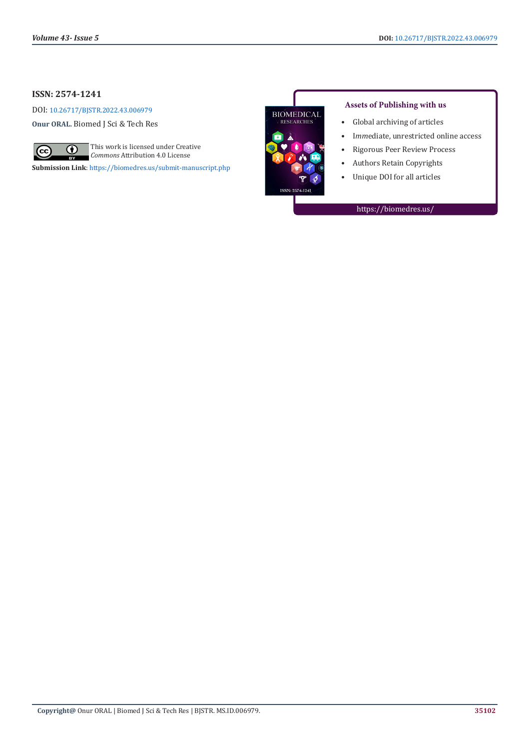**ISSN: 2574-1241**

DOI: 10.26717/BJSTR.2022.43.006979

**Onur ORAL.** Biomed J Sci & Tech Res

This work is licensed under Creative *Commons* Attribution 4.0 License

**Submission Link**: https://biomedres.us/submit-manuscript.php

### Assets of Publishing with us

- Global archiving of articles
- Immediate, unrestricted online access
- Rigorous Peer Review Process
- Authors Retain Copyrights
- Unique DOI for all articles

https://biomedres.us/